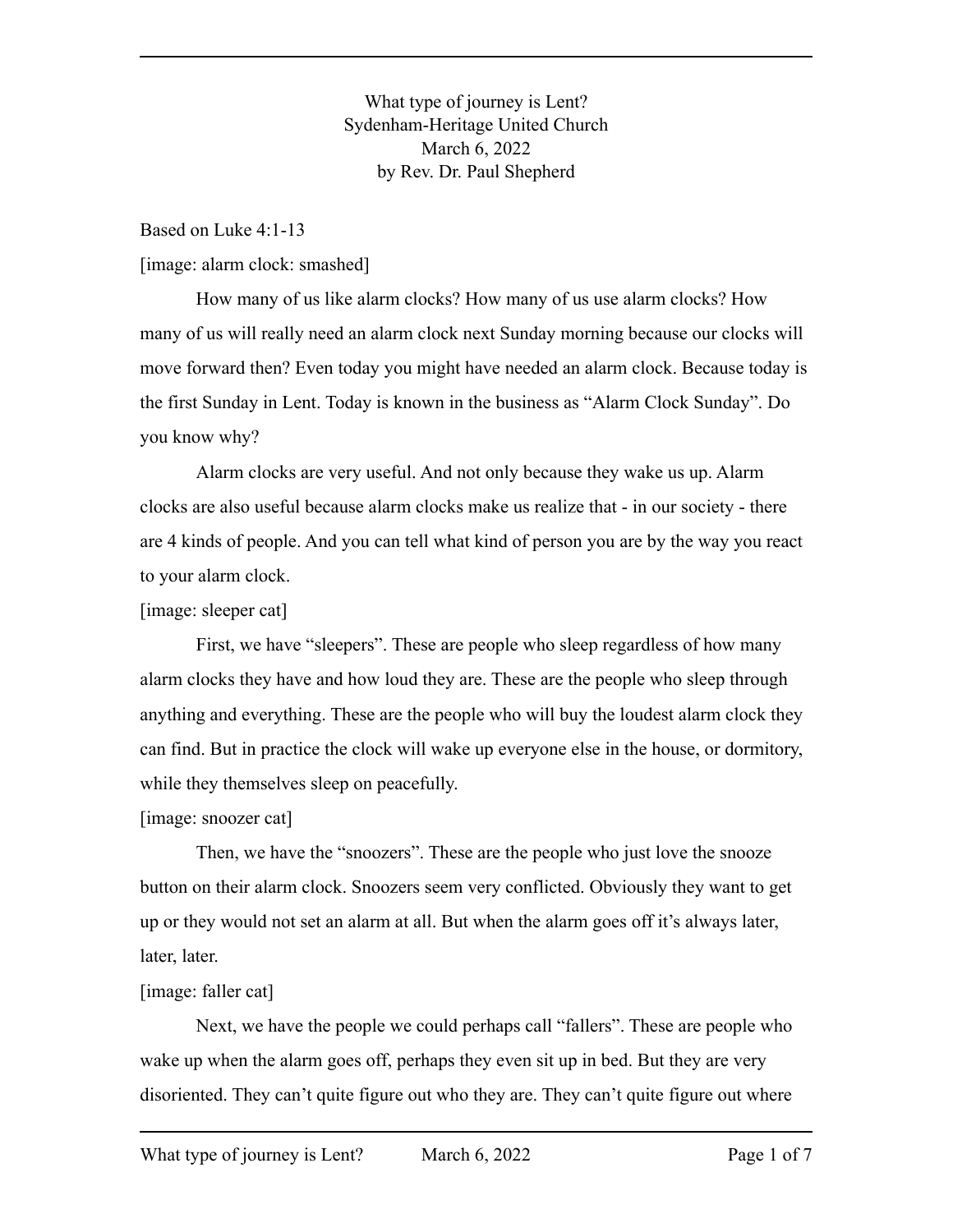What type of journey is Lent?
Sydenham-Heritage United Church
March 6, 2022
by Rev. Dr. Paul Shepherd

Based on Luke 4:1-13

[image: alarm clock: smashed]

How many of us like alarm clocks? How many of us use alarm clocks? How many of us will really need an alarm clock next Sunday morning because our clocks will move forward then? Even today you might have needed an alarm clock. Because today is the first Sunday in Lent. Today is known in the business as "Alarm Clock Sunday". Do you know why?

Alarm clocks are very useful. And not only because they wake us up. Alarm clocks are also useful because alarm clocks make us realize that - in our society - there are 4 kinds of people. And you can tell what kind of person you are by the way you react to your alarm clock.

[image: sleeper cat]

First, we have "sleepers". These are people who sleep regardless of how many alarm clocks they have and how loud they are. These are the people who sleep through anything and everything. These are the people who will buy the loudest alarm clock they can find. But in practice the clock will wake up everyone else in the house, or dormitory, while they themselves sleep on peacefully.

[image: snoozer cat]

Then, we have the "snoozers". These are the people who just love the snooze button on their alarm clock. Snoozers seem very conflicted. Obviously they want to get up or they would not set an alarm at all. But when the alarm goes off it's always later, later, later.

[image: faller cat]

Next, we have the people we could perhaps call "fallers". These are people who wake up when the alarm goes off, perhaps they even sit up in bed. But they are very disoriented. They can't quite figure out who they are. They can't quite figure out where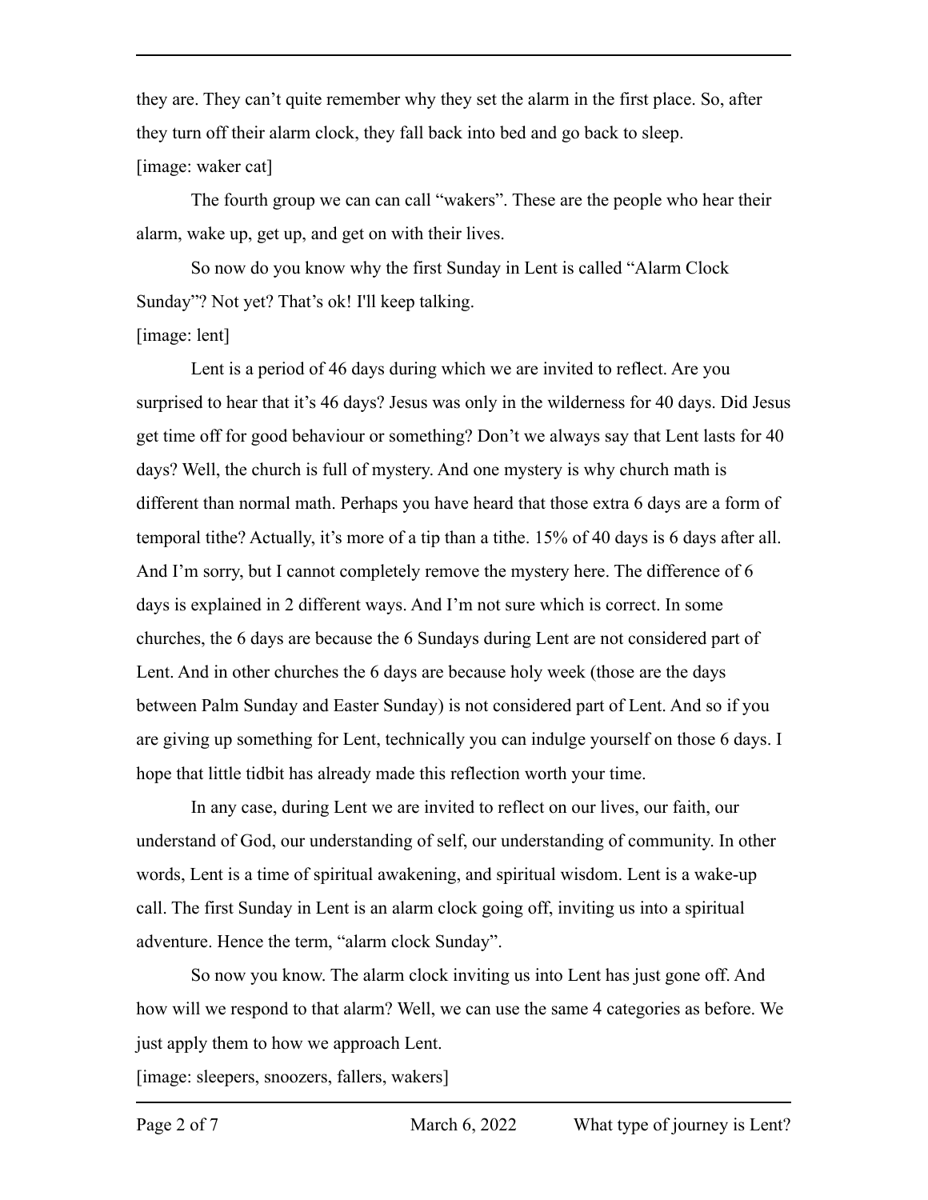they are. They can't quite remember why they set the alarm in the first place. So, after they turn off their alarm clock, they fall back into bed and go back to sleep.

[image: waker cat]

The fourth group we can can call "wakers". These are the people who hear their alarm, wake up, get up, and get on with their lives.

So now do you know why the first Sunday in Lent is called "Alarm Clock Sunday"? Not yet? That's ok! I'll keep talking.

[image: lent]

Lent is a period of 46 days during which we are invited to reflect. Are you surprised to hear that it's 46 days? Jesus was only in the wilderness for 40 days. Did Jesus get time off for good behaviour or something? Don't we always say that Lent lasts for 40 days? Well, the church is full of mystery. And one mystery is why church math is different than normal math. Perhaps you have heard that those extra 6 days are a form of temporal tithe? Actually, it's more of a tip than a tithe. 15% of 40 days is 6 days after all. And I'm sorry, but I cannot completely remove the mystery here. The difference of 6 days is explained in 2 different ways. And I'm not sure which is correct. In some churches, the 6 days are because the 6 Sundays during Lent are not considered part of Lent. And in other churches the 6 days are because holy week (those are the days between Palm Sunday and Easter Sunday) is not considered part of Lent. And so if you are giving up something for Lent, technically you can indulge yourself on those 6 days. I hope that little tidbit has already made this reflection worth your time.

In any case, during Lent we are invited to reflect on our lives, our faith, our understand of God, our understanding of self, our understanding of community. In other words, Lent is a time of spiritual awakening, and spiritual wisdom. Lent is a wake-up call. The first Sunday in Lent is an alarm clock going off, inviting us into a spiritual adventure. Hence the term, "alarm clock Sunday".

So now you know. The alarm clock inviting us into Lent has just gone off. And how will we respond to that alarm? Well, we can use the same 4 categories as before. We just apply them to how we approach Lent.

[image: sleepers, snoozers, fallers, wakers]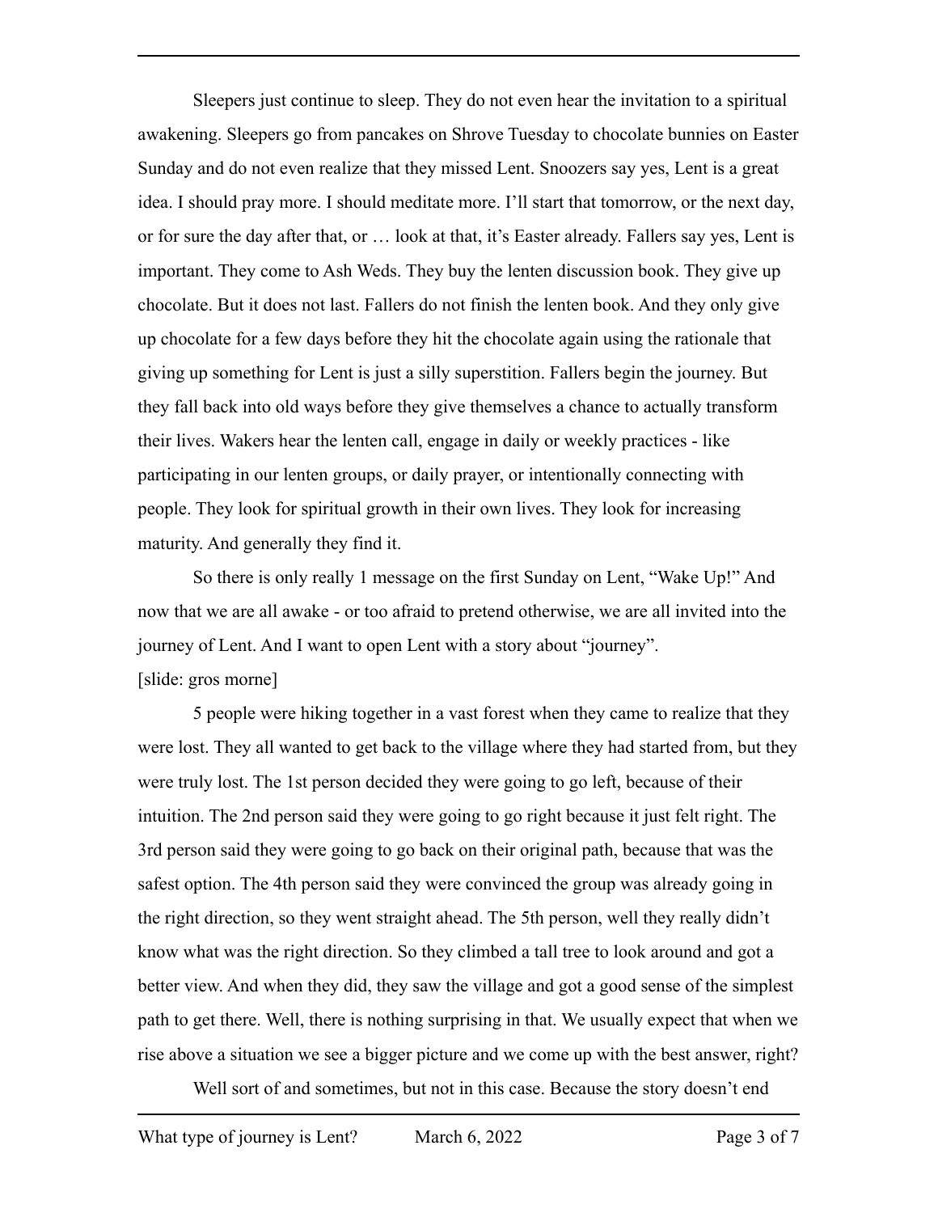Sleepers just continue to sleep. They do not even hear the invitation to a spiritual awakening. Sleepers go from pancakes on Shrove Tuesday to chocolate bunnies on Easter Sunday and do not even realize that they missed Lent. Snoozers say yes, Lent is a great idea. I should pray more. I should meditate more. I'll start that tomorrow, or the next day, or for sure the day after that, or … look at that, it's Easter already. Fallers say yes, Lent is important. They come to Ash Weds. They buy the lenten discussion book. They give up chocolate. But it does not last. Fallers do not finish the lenten book. And they only give up chocolate for a few days before they hit the chocolate again using the rationale that giving up something for Lent is just a silly superstition. Fallers begin the journey. But they fall back into old ways before they give themselves a chance to actually transform their lives. Wakers hear the lenten call, engage in daily or weekly practices - like participating in our lenten groups, or daily prayer, or intentionally connecting with people. They look for spiritual growth in their own lives. They look for increasing maturity. And generally they find it.

So there is only really 1 message on the first Sunday on Lent, "Wake Up!" And now that we are all awake - or too afraid to pretend otherwise, we are all invited into the journey of Lent. And I want to open Lent with a story about "journey".

[slide: gros morne]

5 people were hiking together in a vast forest when they came to realize that they were lost. They all wanted to get back to the village where they had started from, but they were truly lost. The 1st person decided they were going to go left, because of their intuition. The 2nd person said they were going to go right because it just felt right. The 3rd person said they were going to go back on their original path, because that was the safest option. The 4th person said they were convinced the group was already going in the right direction, so they went straight ahead. The 5th person, well they really didn't know what was the right direction. So they climbed a tall tree to look around and got a better view. And when they did, they saw the village and got a good sense of the simplest path to get there. Well, there is nothing surprising in that. We usually expect that when we rise above a situation we see a bigger picture and we come up with the best answer, right?

Well sort of and sometimes, but not in this case. Because the story doesn't end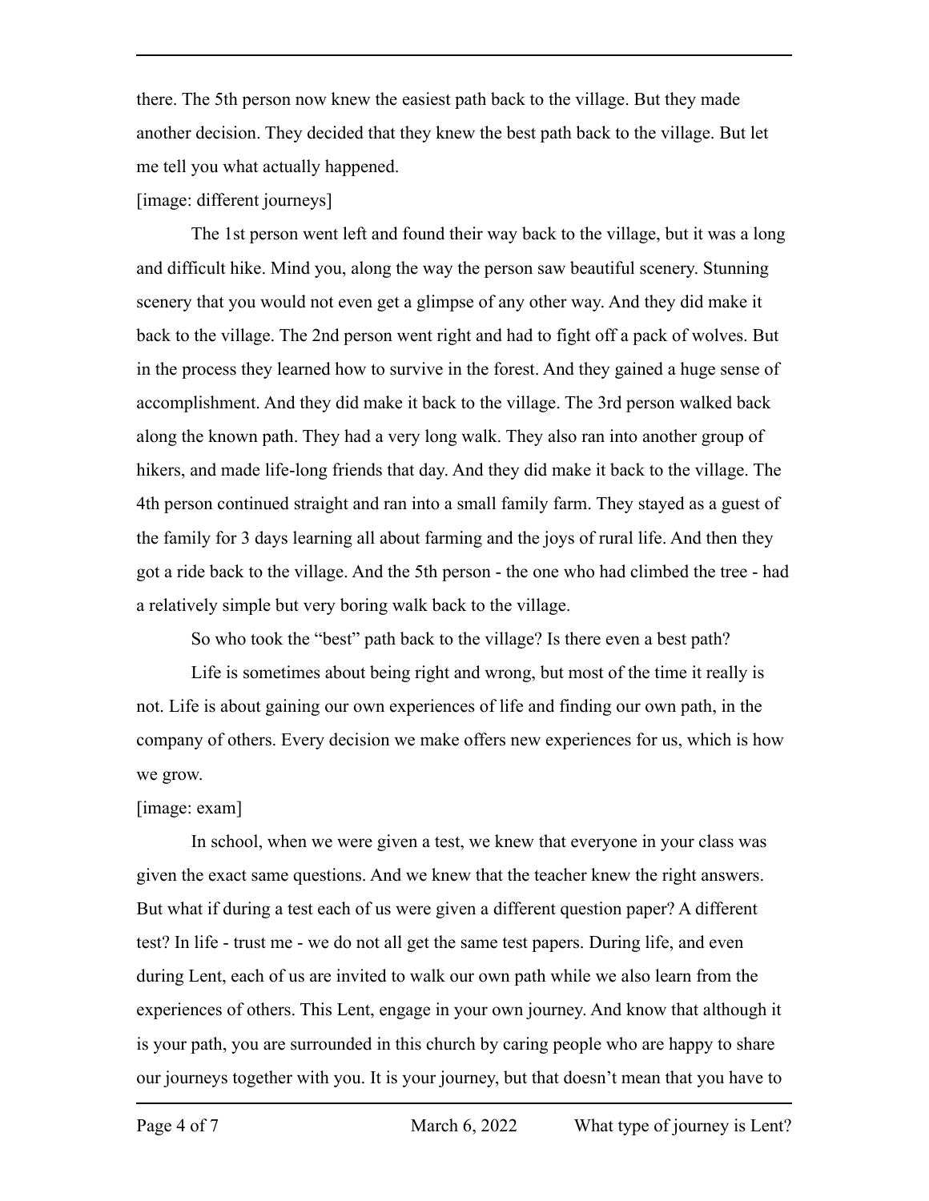there. The 5th person now knew the easiest path back to the village. But they made another decision. They decided that they knew the best path back to the village. But let me tell you what actually happened.

[image: different journeys]

The 1st person went left and found their way back to the village, but it was a long and difficult hike. Mind you, along the way the person saw beautiful scenery. Stunning scenery that you would not even get a glimpse of any other way. And they did make it back to the village. The 2nd person went right and had to fight off a pack of wolves. But in the process they learned how to survive in the forest. And they gained a huge sense of accomplishment. And they did make it back to the village. The 3rd person walked back along the known path. They had a very long walk. They also ran into another group of hikers, and made life-long friends that day. And they did make it back to the village. The 4th person continued straight and ran into a small family farm. They stayed as a guest of the family for 3 days learning all about farming and the joys of rural life. And then they got a ride back to the village. And the 5th person - the one who had climbed the tree - had a relatively simple but very boring walk back to the village.

So who took the "best" path back to the village? Is there even a best path?

Life is sometimes about being right and wrong, but most of the time it really is not. Life is about gaining our own experiences of life and finding our own path, in the company of others. Every decision we make offers new experiences for us, which is how we grow.

[image: exam]

In school, when we were given a test, we knew that everyone in your class was given the exact same questions. And we knew that the teacher knew the right answers. But what if during a test each of us were given a different question paper? A different test? In life - trust me - we do not all get the same test papers. During life, and even during Lent, each of us are invited to walk our own path while we also learn from the experiences of others. This Lent, engage in your own journey. And know that although it is your path, you are surrounded in this church by caring people who are happy to share our journeys together with you. It is your journey, but that doesn't mean that you have to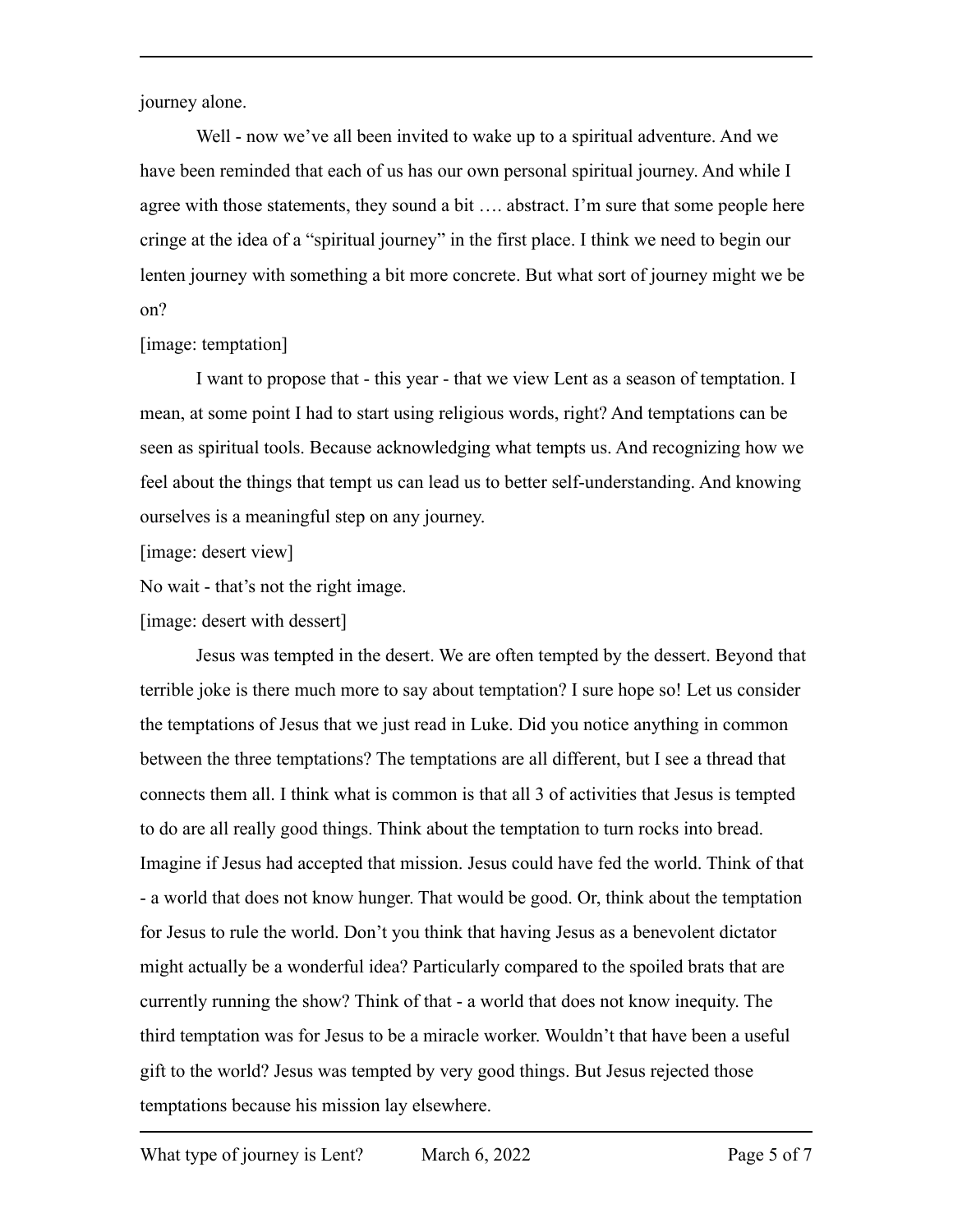journey alone.

Well - now we've all been invited to wake up to a spiritual adventure. And we have been reminded that each of us has our own personal spiritual journey. And while I agree with those statements, they sound a bit …. abstract. I'm sure that some people here cringe at the idea of a "spiritual journey" in the first place. I think we need to begin our lenten journey with something a bit more concrete. But what sort of journey might we be on?

[image: temptation]

I want to propose that - this year - that we view Lent as a season of temptation. I mean, at some point I had to start using religious words, right? And temptations can be seen as spiritual tools. Because acknowledging what tempts us. And recognizing how we feel about the things that tempt us can lead us to better self-understanding. And knowing ourselves is a meaningful step on any journey.

[image: desert view]

No wait - that's not the right image.

[image: desert with dessert]

Jesus was tempted in the desert. We are often tempted by the dessert. Beyond that terrible joke is there much more to say about temptation? I sure hope so! Let us consider the temptations of Jesus that we just read in Luke. Did you notice anything in common between the three temptations? The temptations are all different, but I see a thread that connects them all. I think what is common is that all 3 of activities that Jesus is tempted to do are all really good things. Think about the temptation to turn rocks into bread. Imagine if Jesus had accepted that mission. Jesus could have fed the world. Think of that - a world that does not know hunger. That would be good. Or, think about the temptation for Jesus to rule the world. Don't you think that having Jesus as a benevolent dictator might actually be a wonderful idea? Particularly compared to the spoiled brats that are currently running the show? Think of that - a world that does not know inequity. The third temptation was for Jesus to be a miracle worker. Wouldn't that have been a useful gift to the world? Jesus was tempted by very good things. But Jesus rejected those temptations because his mission lay elsewhere.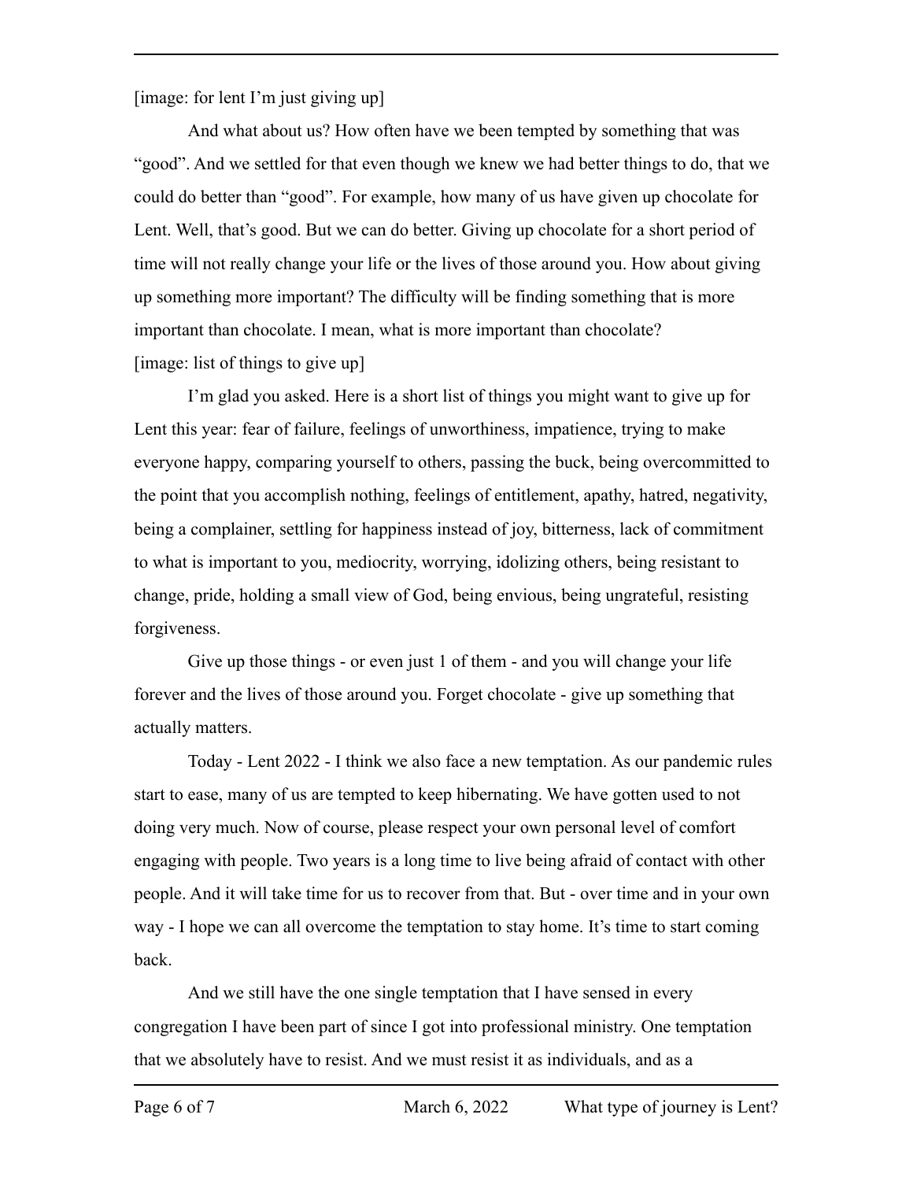[image: for lent I'm just giving up]

And what about us? How often have we been tempted by something that was "good". And we settled for that even though we knew we had better things to do, that we could do better than "good". For example, how many of us have given up chocolate for Lent. Well, that's good. But we can do better. Giving up chocolate for a short period of time will not really change your life or the lives of those around you. How about giving up something more important? The difficulty will be finding something that is more important than chocolate. I mean, what is more important than chocolate?

[image: list of things to give up]

I'm glad you asked. Here is a short list of things you might want to give up for Lent this year: fear of failure, feelings of unworthiness, impatience, trying to make everyone happy, comparing yourself to others, passing the buck, being overcommitted to the point that you accomplish nothing, feelings of entitlement, apathy, hatred, negativity, being a complainer, settling for happiness instead of joy, bitterness, lack of commitment to what is important to you, mediocrity, worrying, idolizing others, being resistant to change, pride, holding a small view of God, being envious, being ungrateful, resisting forgiveness.

Give up those things - or even just 1 of them - and you will change your life forever and the lives of those around you. Forget chocolate - give up something that actually matters.

Today - Lent 2022 - I think we also face a new temptation. As our pandemic rules start to ease, many of us are tempted to keep hibernating. We have gotten used to not doing very much. Now of course, please respect your own personal level of comfort engaging with people. Two years is a long time to live being afraid of contact with other people. And it will take time for us to recover from that. But - over time and in your own way - I hope we can all overcome the temptation to stay home. It's time to start coming back.

And we still have the one single temptation that I have sensed in every congregation I have been part of since I got into professional ministry. One temptation that we absolutely have to resist. And we must resist it as individuals, and as a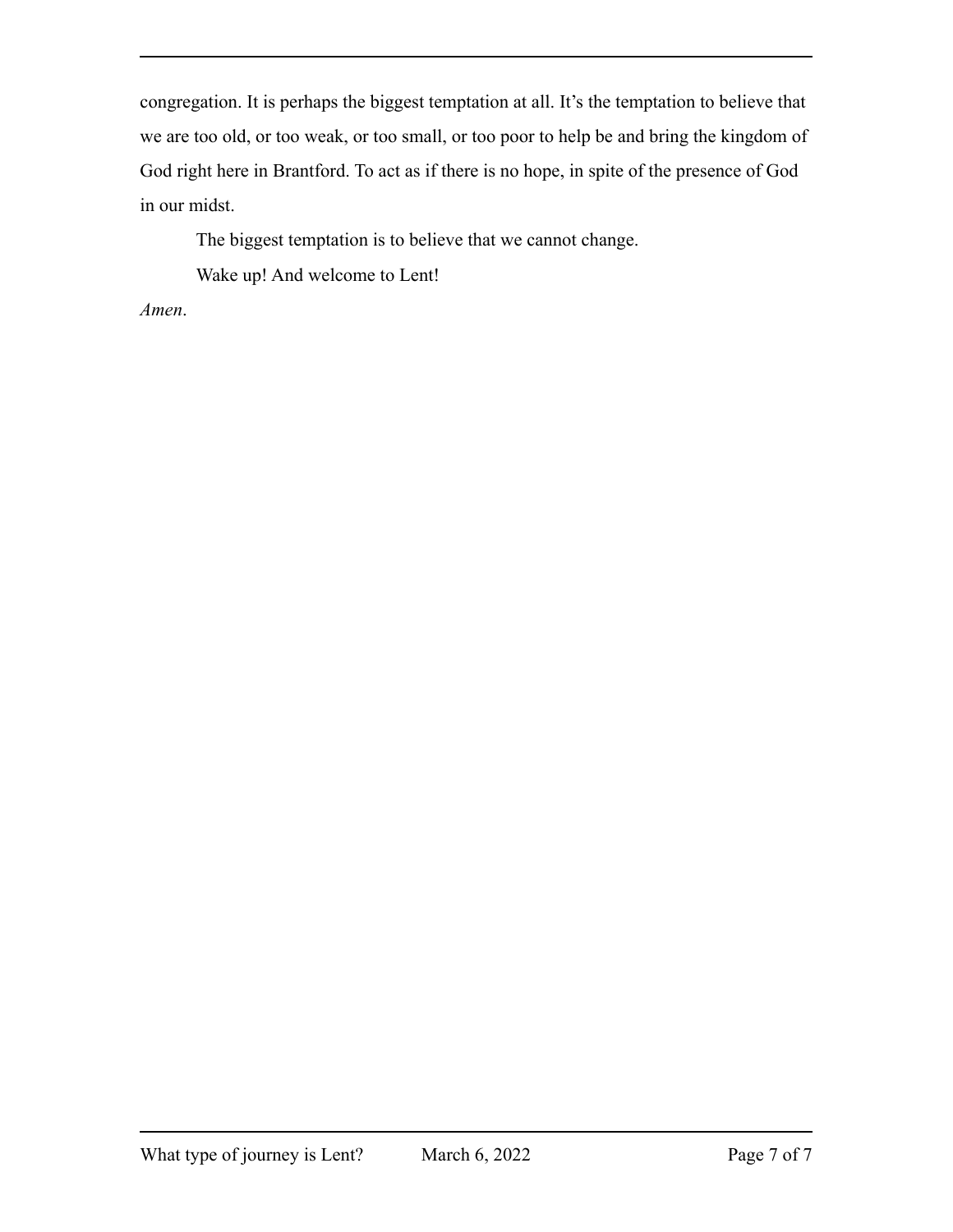congregation. It is perhaps the biggest temptation at all. It's the temptation to believe that we are too old, or too weak, or too small, or too poor to help be and bring the kingdom of God right here in Brantford. To act as if there is no hope, in spite of the presence of God in our midst.

The biggest temptation is to believe that we cannot change.

Wake up! And welcome to Lent!

*Amen*.